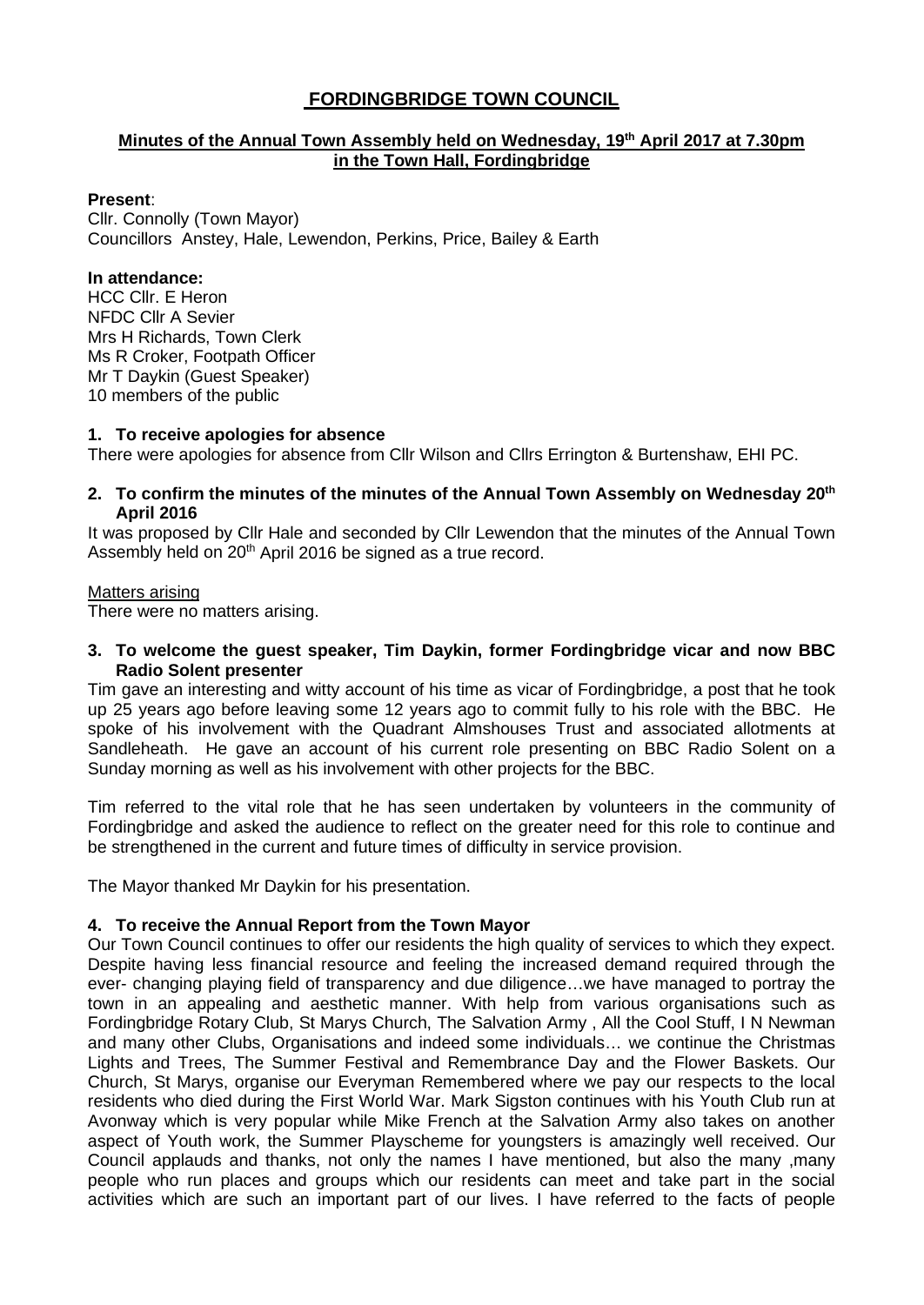# FORDINGBRIDGE TOWN COUNCIL

## Minutes of the Annual Town Assembly held on Wednesday, 19th April 2017 at 7.30pm in the Town Hall, Fordingbridge

**Present**:
Cllr. Connolly (Town Mayor)
Councillors Anstey, Hale, Lewendon, Perkins, Price, Bailey & Earth

**In attendance:**
HCC Cllr. E Heron
NFDC Cllr A Sevier
Mrs H Richards, Town Clerk
Ms R Croker, Footpath Officer
Mr T Daykin (Guest Speaker)
10 members of the public

### 1. To receive apologies for absence

There were apologies for absence from Cllr Wilson and Cllrs Errington & Burtenshaw, EHI PC.

### 2. To confirm the minutes of the minutes of the Annual Town Assembly on Wednesday 20th April 2016

It was proposed by Cllr Hale and seconded by Cllr Lewendon that the minutes of the Annual Town Assembly held on 20th April 2016 be signed as a true record.

Matters arising
There were no matters arising.

### 3. To welcome the guest speaker, Tim Daykin, former Fordingbridge vicar and now BBC Radio Solent presenter

Tim gave an interesting and witty account of his time as vicar of Fordingbridge, a post that he took up 25 years ago before leaving some 12 years ago to commit fully to his role with the BBC. He spoke of his involvement with the Quadrant Almshouses Trust and associated allotments at Sandleheath. He gave an account of his current role presenting on BBC Radio Solent on a Sunday morning as well as his involvement with other projects for the BBC.

Tim referred to the vital role that he has seen undertaken by volunteers in the community of Fordingbridge and asked the audience to reflect on the greater need for this role to continue and be strengthened in the current and future times of difficulty in service provision.

The Mayor thanked Mr Daykin for his presentation.

### 4. To receive the Annual Report from the Town Mayor

Our Town Council continues to offer our residents the high quality of services to which they expect. Despite having less financial resource and feeling the increased demand required through the ever- changing playing field of transparency and due diligence…we have managed to portray the town in an appealing and aesthetic manner. With help from various organisations such as Fordingbridge Rotary Club, St Marys Church, The Salvation Army , All the Cool Stuff, I N Newman and many other Clubs, Organisations and indeed some individuals… we continue the Christmas Lights and Trees, The Summer Festival and Remembrance Day and the Flower Baskets. Our Church, St Marys, organise our Everyman Remembered where we pay our respects to the local residents who died during the First World War. Mark Sigston continues with his Youth Club run at Avonway which is very popular while Mike French at the Salvation Army also takes on another aspect of Youth work, the Summer Playscheme for youngsters is amazingly well received. Our Council applauds and thanks, not only the names I have mentioned, but also the many ,many people who run places and groups which our residents can meet and take part in the social activities which are such an important part of our lives. I have referred to the facts of people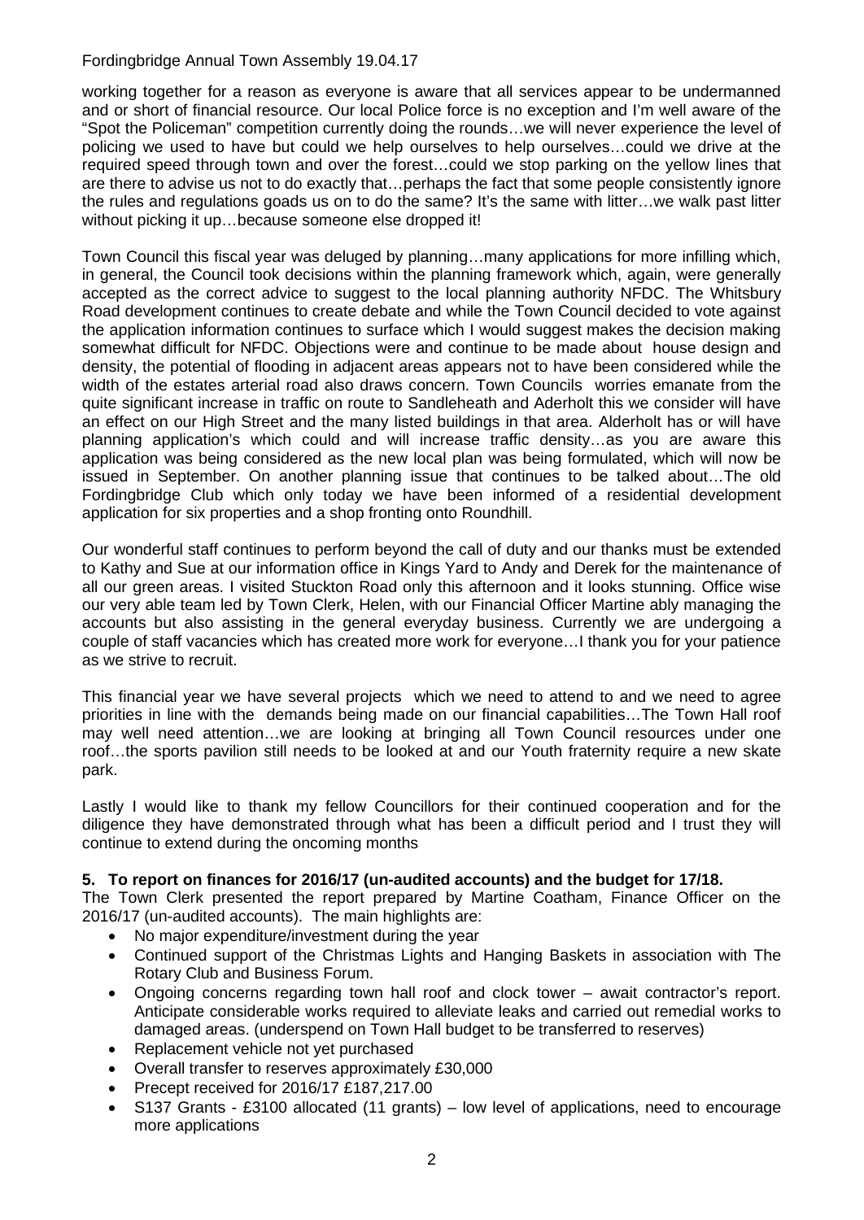working together for a reason as everyone is aware that all services appear to be undermanned and or short of financial resource. Our local Police force is no exception and I'm well aware of the "Spot the Policeman" competition currently doing the rounds…we will never experience the level of policing we used to have but could we help ourselves to help ourselves…could we drive at the required speed through town and over the forest…could we stop parking on the yellow lines that are there to advise us not to do exactly that…perhaps the fact that some people consistently ignore the rules and regulations goads us on to do the same? It's the same with litter…we walk past litter without picking it up…because someone else dropped it!

Town Council this fiscal year was deluged by planning…many applications for more infilling which, in general, the Council took decisions within the planning framework which, again, were generally accepted as the correct advice to suggest to the local planning authority NFDC. The Whitsbury Road development continues to create debate and while the Town Council decided to vote against the application information continues to surface which I would suggest makes the decision making somewhat difficult for NFDC. Objections were and continue to be made about house design and density, the potential of flooding in adjacent areas appears not to have been considered while the width of the estates arterial road also draws concern. Town Councils worries emanate from the quite significant increase in traffic on route to Sandleheath and Aderholt this we consider will have an effect on our High Street and the many listed buildings in that area. Alderholt has or will have planning application's which could and will increase traffic density…as you are aware this application was being considered as the new local plan was being formulated, which will now be issued in September. On another planning issue that continues to be talked about…The old Fordingbridge Club which only today we have been informed of a residential development application for six properties and a shop fronting onto Roundhill.

Our wonderful staff continues to perform beyond the call of duty and our thanks must be extended to Kathy and Sue at our information office in Kings Yard to Andy and Derek for the maintenance of all our green areas. I visited Stuckton Road only this afternoon and it looks stunning. Office wise our very able team led by Town Clerk, Helen, with our Financial Officer Martine ably managing the accounts but also assisting in the general everyday business. Currently we are undergoing a couple of staff vacancies which has created more work for everyone…I thank you for your patience as we strive to recruit.

This financial year we have several projects which we need to attend to and we need to agree priorities in line with the demands being made on our financial capabilities…The Town Hall roof may well need attention…we are looking at bringing all Town Council resources under one roof…the sports pavilion still needs to be looked at and our Youth fraternity require a new skate park.

Lastly I would like to thank my fellow Councillors for their continued cooperation and for the diligence they have demonstrated through what has been a difficult period and I trust they will continue to extend during the oncoming months

**5. To report on finances for 2016/17 (un-audited accounts) and the budget for 17/18.**

The Town Clerk presented the report prepared by Martine Coatham, Finance Officer on the 2016/17 (un-audited accounts). The main highlights are:

- No major expenditure/investment during the year
- Continued support of the Christmas Lights and Hanging Baskets in association with The Rotary Club and Business Forum.
- Ongoing concerns regarding town hall roof and clock tower – await contractor's report. Anticipate considerable works required to alleviate leaks and carried out remedial works to damaged areas. (underspend on Town Hall budget to be transferred to reserves)
- Replacement vehicle not yet purchased
- Overall transfer to reserves approximately £30,000
- Precept received for 2016/17 £187,217.00
- S137 Grants - £3100 allocated (11 grants) – low level of applications, need to encourage more applications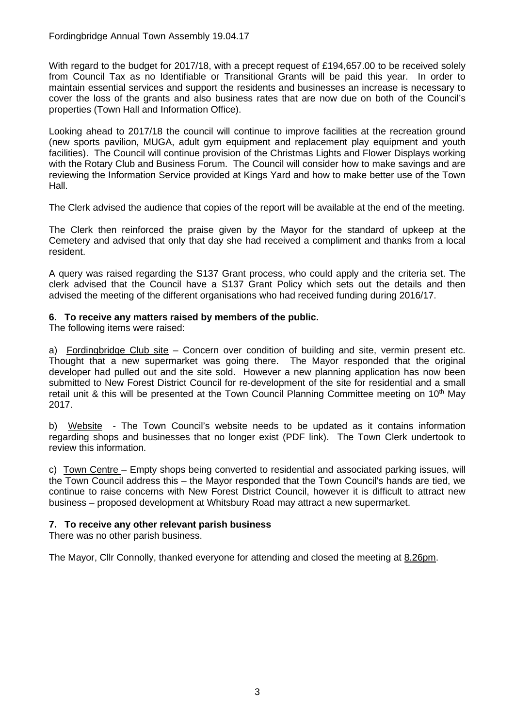With regard to the budget for 2017/18, with a precept request of £194,657.00 to be received solely from Council Tax as no Identifiable or Transitional Grants will be paid this year. In order to maintain essential services and support the residents and businesses an increase is necessary to cover the loss of the grants and also business rates that are now due on both of the Council's properties (Town Hall and Information Office).

Looking ahead to 2017/18 the council will continue to improve facilities at the recreation ground (new sports pavilion, MUGA, adult gym equipment and replacement play equipment and youth facilities). The Council will continue provision of the Christmas Lights and Flower Displays working with the Rotary Club and Business Forum. The Council will consider how to make savings and are reviewing the Information Service provided at Kings Yard and how to make better use of the Town Hall.

The Clerk advised the audience that copies of the report will be available at the end of the meeting.

The Clerk then reinforced the praise given by the Mayor for the standard of upkeep at the Cemetery and advised that only that day she had received a compliment and thanks from a local resident.

A query was raised regarding the S137 Grant process, who could apply and the criteria set. The clerk advised that the Council have a S137 Grant Policy which sets out the details and then advised the meeting of the different organisations who had received funding during 2016/17.

**6. To receive any matters raised by members of the public.**

The following items were raised:

a) Fordingbridge Club site – Concern over condition of building and site, vermin present etc. Thought that a new supermarket was going there. The Mayor responded that the original developer had pulled out and the site sold. However a new planning application has now been submitted to New Forest District Council for re-development of the site for residential and a small retail unit & this will be presented at the Town Council Planning Committee meeting on 10th May 2017.

b) Website - The Town Council's website needs to be updated as it contains information regarding shops and businesses that no longer exist (PDF link). The Town Clerk undertook to review this information.

c) Town Centre – Empty shops being converted to residential and associated parking issues, will the Town Council address this – the Mayor responded that the Town Council's hands are tied, we continue to raise concerns with New Forest District Council, however it is difficult to attract new business – proposed development at Whitsbury Road may attract a new supermarket.

**7. To receive any other relevant parish business**

There was no other parish business.

The Mayor, Cllr Connolly, thanked everyone for attending and closed the meeting at 8.26pm.